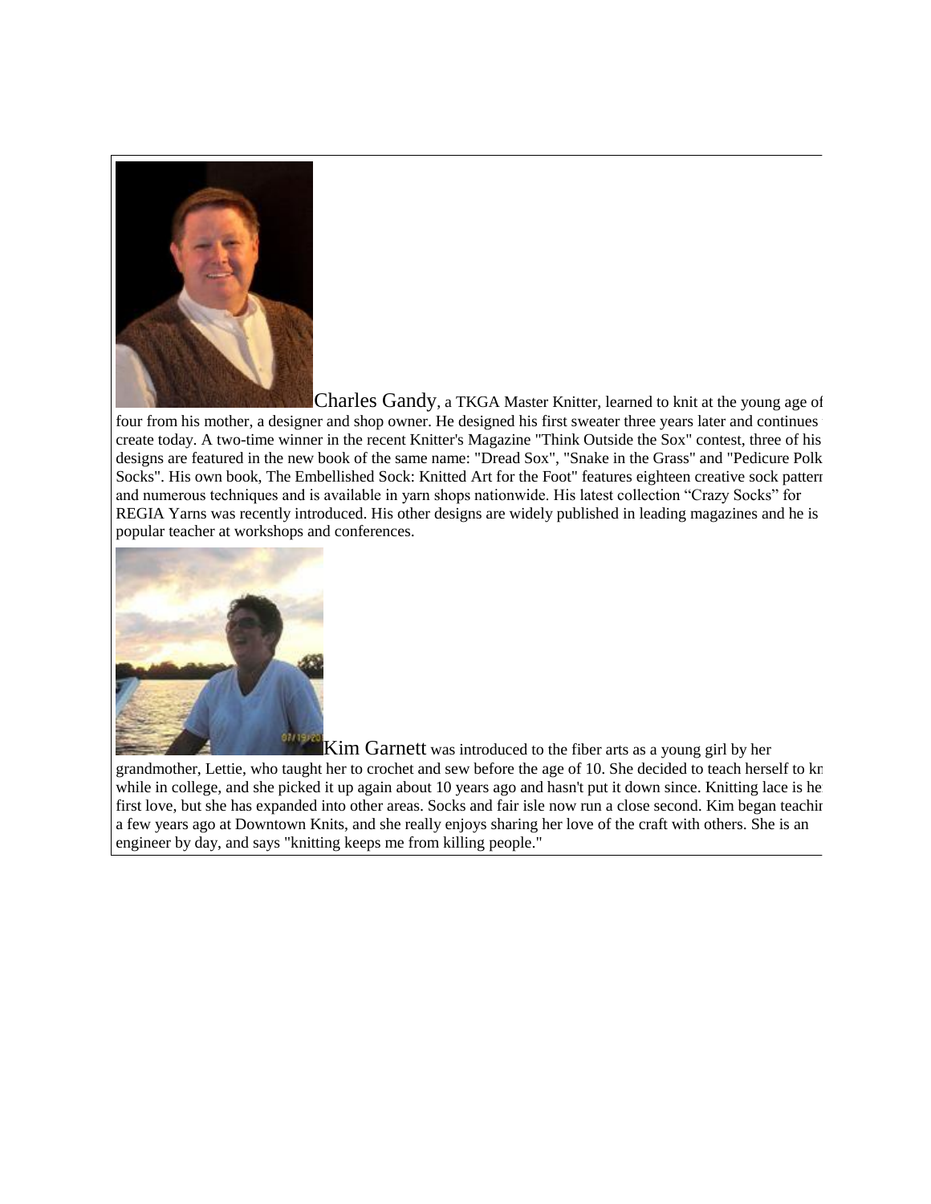Charles Gandy, a TKGA Master Knitter, learned to knit at the young age of four from his mother, a designer and shop owner. He designed his first sweater three years later and continues to create today. A two-time winner in the recent Knitter's Magazine "Think Outside the Sox" contest, three of his designs are featured in the new book of the same name: "Dread Sox", "Snake in the Grass" and "Pedicure Polka Socks". His own book, The Embellished Sock: Knitted Art for the Foot" features eighteen creative sock patterns and numerous techniques and is available in yarn shops nationwide. His latest collection "Crazy Socks" for REGIA Yarns was recently introduced. His other designs are widely published in leading magazines and he is a popular teacher at workshops and conferences.

Kim Garnett was introduced to the fiber arts as a young girl by her grandmother, Lettie, who taught her to crochet and sew before the age of 10. She decided to teach herself to knit while in college, and she picked it up again about 10 years ago and hasn't put it down since. Knitting lace is her first love, but she has expanded into other areas. Socks and fair isle now run a close second. Kim began teaching a few years ago at Downtown Knits, and she really enjoys sharing her love of the craft with others. She is an engineer by day, and says "knitting keeps me from killing people."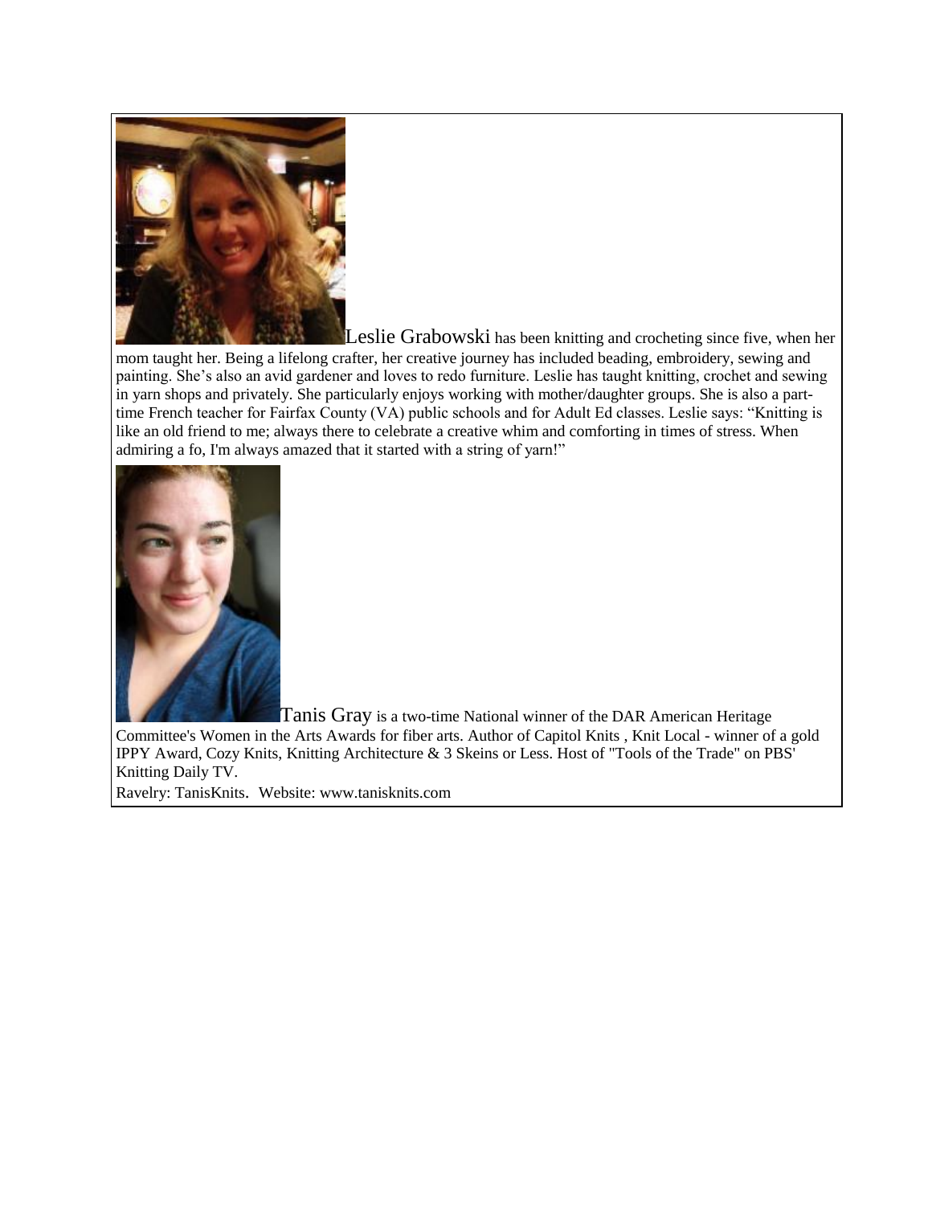Leslie Grabowski has been knitting and crocheting since five, when her mom taught her. Being a lifelong crafter, her creative journey has included beading, embroidery, sewing and painting. She's also an avid gardener and loves to redo furniture. Leslie has taught knitting, crochet and sewing in yarn shops and privately. She particularly enjoys working with mother/daughter groups. She is also a part-time French teacher for Fairfax County (VA) public schools and for Adult Ed classes. Leslie says: "Knitting is like an old friend to me; always there to celebrate a creative whim and comforting in times of stress. When admiring a fo, I'm always amazed that it started with a string of yarn!"

Tanis Gray is a two-time National winner of the DAR American Heritage Committee's Women in the Arts Awards for fiber arts. Author of Capitol Knits , Knit Local - winner of a gold IPPY Award, Cozy Knits, Knitting Architecture & 3 Skeins or Less. Host of "Tools of the Trade" on PBS' Knitting Daily TV.

Ravelry: TanisKnits. Website: www.tanisknits.com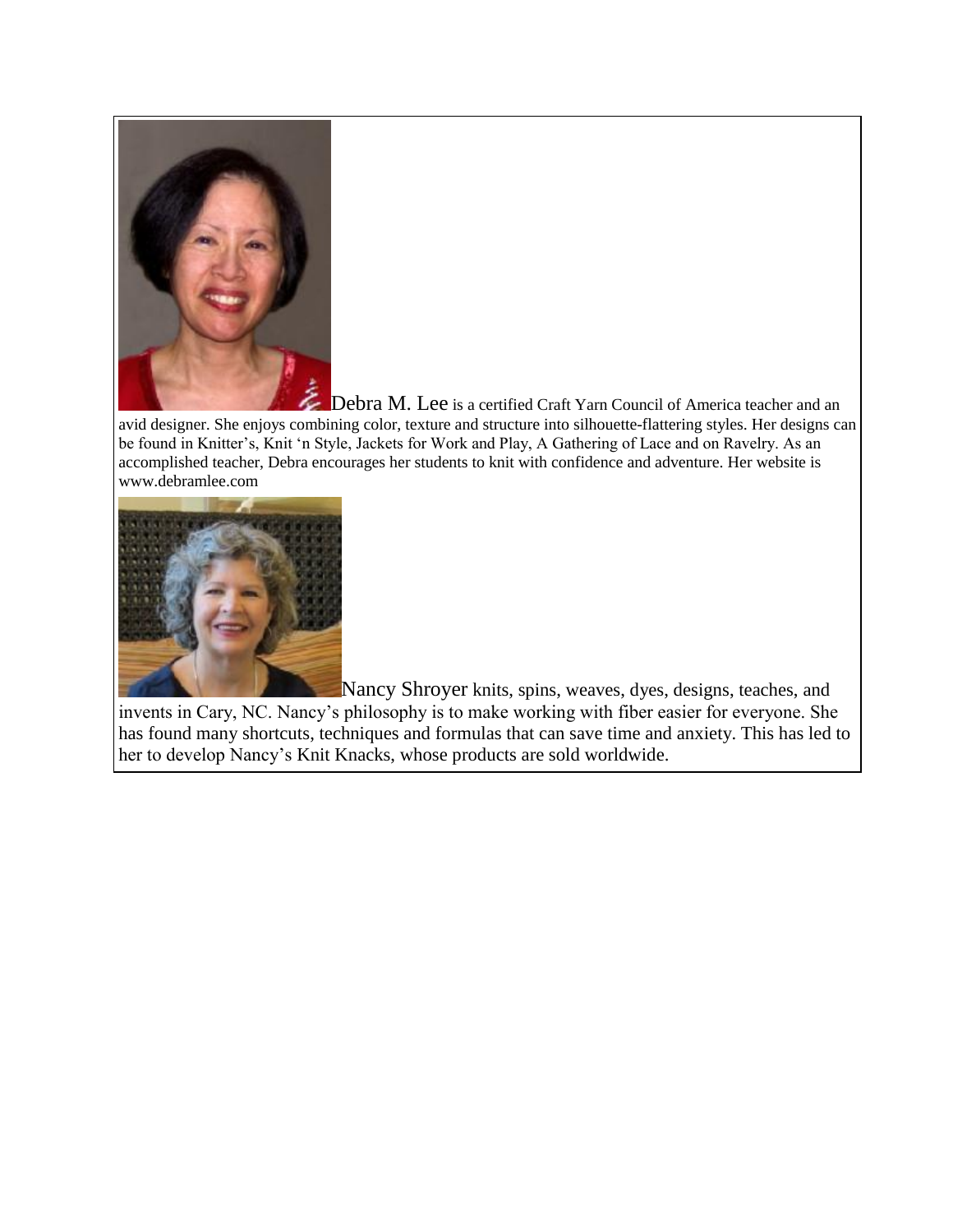Debra M. Lee is a certified Craft Yarn Council of America teacher and an avid designer. She enjoys combining color, texture and structure into silhouette-flattering styles. Her designs can be found in Knitter's, Knit 'n Style, Jackets for Work and Play, A Gathering of Lace and on Ravelry. As an accomplished teacher, Debra encourages her students to knit with confidence and adventure. Her website is www.debramlee.com

Nancy Shroyer knits, spins, weaves, dyes, designs, teaches, and invents in Cary, NC. Nancy's philosophy is to make working with fiber easier for everyone. She has found many shortcuts, techniques and formulas that can save time and anxiety. This has led to her to develop Nancy's Knit Knacks, whose products are sold worldwide.